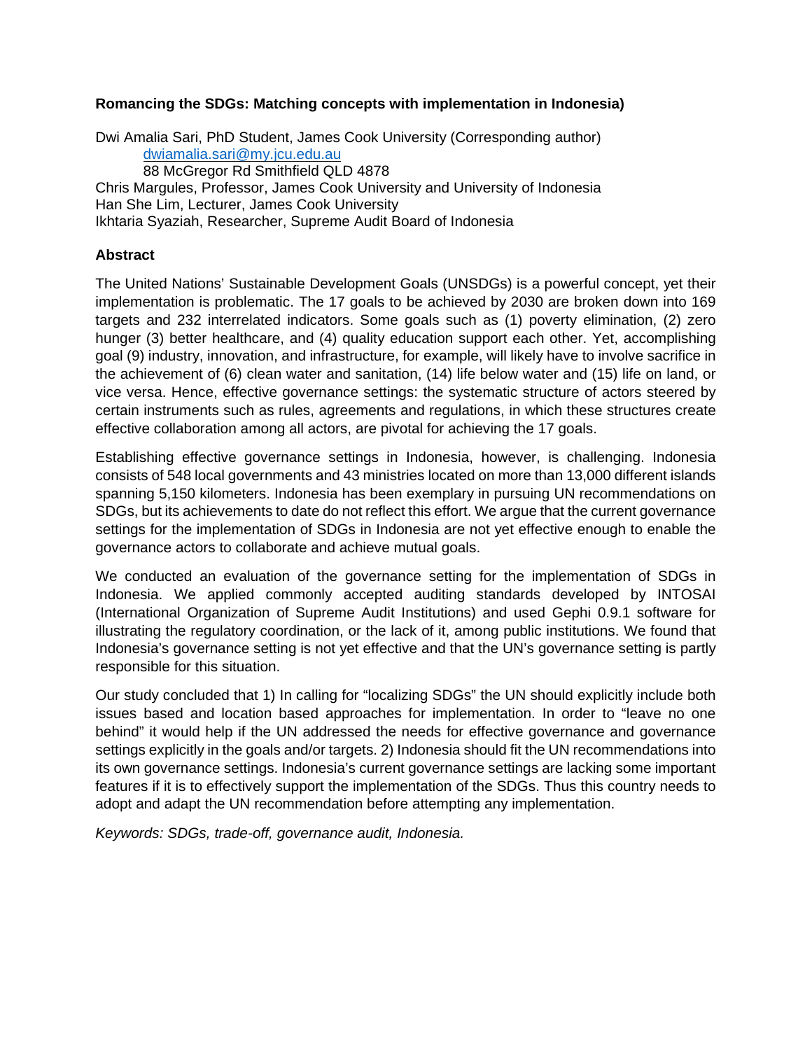**Romancing the SDGs: Matching concepts with implementation in Indonesia)**

Dwi Amalia Sari, PhD Student, James Cook University (Corresponding author)
dwiamalia.sari@my.jcu.edu.au
88 McGregor Rd Smithfield QLD 4878
Chris Margules, Professor, James Cook University and University of Indonesia
Han She Lim, Lecturer, James Cook University
Ikhtaria Syaziah, Researcher, Supreme Audit Board of Indonesia

## Abstract

The United Nations' Sustainable Development Goals (UNSDGs) is a powerful concept, yet their implementation is problematic. The 17 goals to be achieved by 2030 are broken down into 169 targets and 232 interrelated indicators. Some goals such as (1) poverty elimination, (2) zero hunger (3) better healthcare, and (4) quality education support each other. Yet, accomplishing goal (9) industry, innovation, and infrastructure, for example, will likely have to involve sacrifice in the achievement of (6) clean water and sanitation, (14) life below water and (15) life on land, or vice versa. Hence, effective governance settings: the systematic structure of actors steered by certain instruments such as rules, agreements and regulations, in which these structures create effective collaboration among all actors, are pivotal for achieving the 17 goals.

Establishing effective governance settings in Indonesia, however, is challenging. Indonesia consists of 548 local governments and 43 ministries located on more than 13,000 different islands spanning 5,150 kilometers. Indonesia has been exemplary in pursuing UN recommendations on SDGs, but its achievements to date do not reflect this effort. We argue that the current governance settings for the implementation of SDGs in Indonesia are not yet effective enough to enable the governance actors to collaborate and achieve mutual goals.

We conducted an evaluation of the governance setting for the implementation of SDGs in Indonesia. We applied commonly accepted auditing standards developed by INTOSAI (International Organization of Supreme Audit Institutions) and used Gephi 0.9.1 software for illustrating the regulatory coordination, or the lack of it, among public institutions. We found that Indonesia's governance setting is not yet effective and that the UN's governance setting is partly responsible for this situation.

Our study concluded that 1) In calling for "localizing SDGs" the UN should explicitly include both issues based and location based approaches for implementation. In order to "leave no one behind" it would help if the UN addressed the needs for effective governance and governance settings explicitly in the goals and/or targets. 2) Indonesia should fit the UN recommendations into its own governance settings. Indonesia's current governance settings are lacking some important features if it is to effectively support the implementation of the SDGs. Thus this country needs to adopt and adapt the UN recommendation before attempting any implementation.

*Keywords: SDGs, trade-off, governance audit, Indonesia.*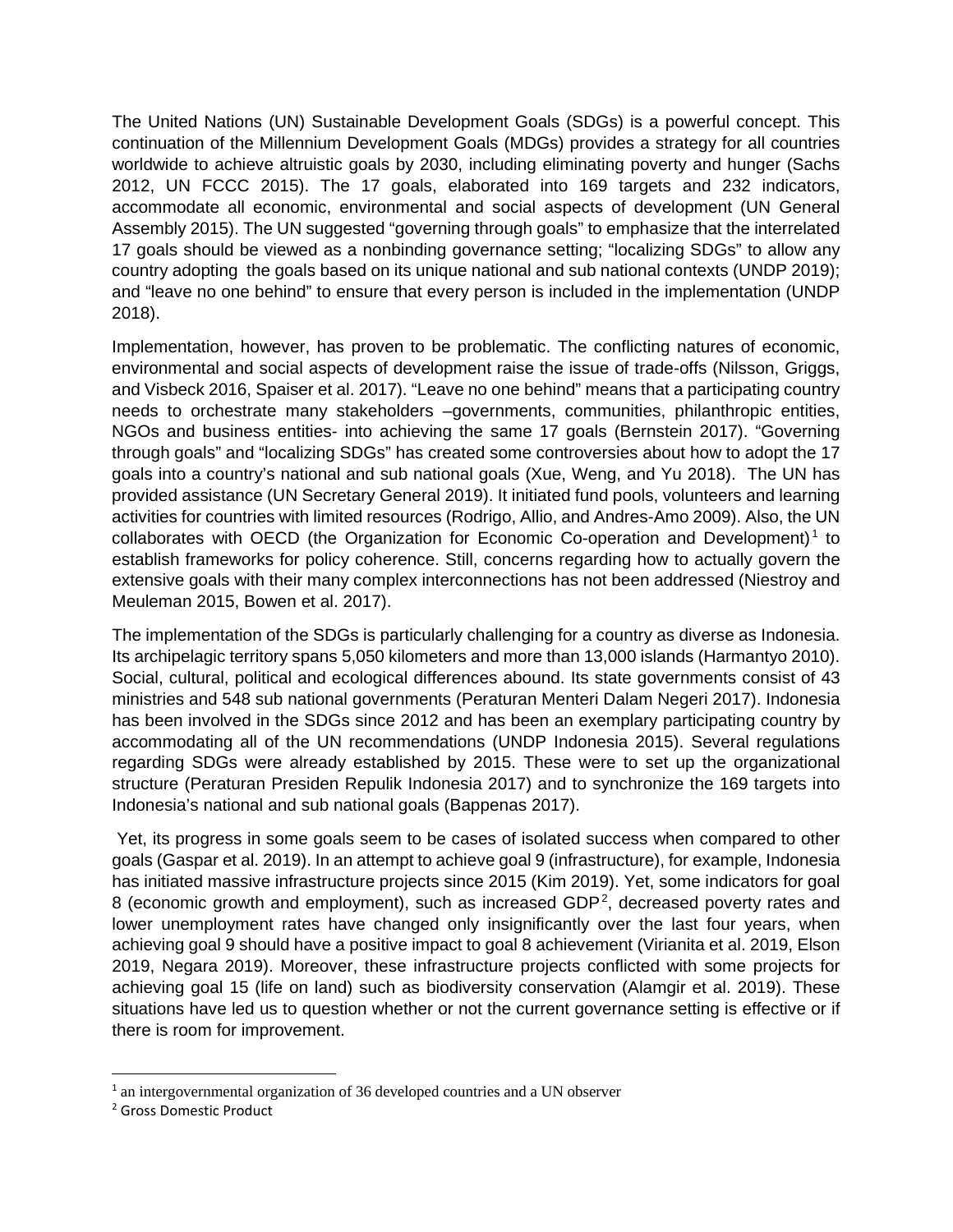The United Nations (UN) Sustainable Development Goals (SDGs) is a powerful concept. This continuation of the Millennium Development Goals (MDGs) provides a strategy for all countries worldwide to achieve altruistic goals by 2030, including eliminating poverty and hunger (Sachs 2012, UN FCCC 2015). The 17 goals, elaborated into 169 targets and 232 indicators, accommodate all economic, environmental and social aspects of development (UN General Assembly 2015). The UN suggested "governing through goals" to emphasize that the interrelated 17 goals should be viewed as a nonbinding governance setting; "localizing SDGs" to allow any country adopting the goals based on its unique national and sub national contexts (UNDP 2019); and "leave no one behind" to ensure that every person is included in the implementation (UNDP 2018).

Implementation, however, has proven to be problematic. The conflicting natures of economic, environmental and social aspects of development raise the issue of trade-offs (Nilsson, Griggs, and Visbeck 2016, Spaiser et al. 2017). "Leave no one behind" means that a participating country needs to orchestrate many stakeholders –governments, communities, philanthropic entities, NGOs and business entities- into achieving the same 17 goals (Bernstein 2017). "Governing through goals" and "localizing SDGs" has created some controversies about how to adopt the 17 goals into a country's national and sub national goals (Xue, Weng, and Yu 2018). The UN has provided assistance (UN Secretary General 2019). It initiated fund pools, volunteers and learning activities for countries with limited resources (Rodrigo, Allio, and Andres-Amo 2009). Also, the UN collaborates with OECD (the Organization for Economic Co-operation and Development)[1] to establish frameworks for policy coherence. Still, concerns regarding how to actually govern the extensive goals with their many complex interconnections has not been addressed (Niestroy and Meuleman 2015, Bowen et al. 2017).

The implementation of the SDGs is particularly challenging for a country as diverse as Indonesia. Its archipelagic territory spans 5,050 kilometers and more than 13,000 islands (Harmantyo 2010). Social, cultural, political and ecological differences abound. Its state governments consist of 43 ministries and 548 sub national governments (Peraturan Menteri Dalam Negeri 2017). Indonesia has been involved in the SDGs since 2012 and has been an exemplary participating country by accommodating all of the UN recommendations (UNDP Indonesia 2015). Several regulations regarding SDGs were already established by 2015. These were to set up the organizational structure (Peraturan Presiden Repulik Indonesia 2017) and to synchronize the 169 targets into Indonesia's national and sub national goals (Bappenas 2017).

Yet, its progress in some goals seem to be cases of isolated success when compared to other goals (Gaspar et al. 2019). In an attempt to achieve goal 9 (infrastructure), for example, Indonesia has initiated massive infrastructure projects since 2015 (Kim 2019). Yet, some indicators for goal 8 (economic growth and employment), such as increased GDP[2], decreased poverty rates and lower unemployment rates have changed only insignificantly over the last four years, when achieving goal 9 should have a positive impact to goal 8 achievement (Virianita et al. 2019, Elson 2019, Negara 2019). Moreover, these infrastructure projects conflicted with some projects for achieving goal 15 (life on land) such as biodiversity conservation (Alamgir et al. 2019). These situations have led us to question whether or not the current governance setting is effective or if there is room for improvement.

---

[1] an intergovernmental organization of 36 developed countries and a UN observer

[2] Gross Domestic Product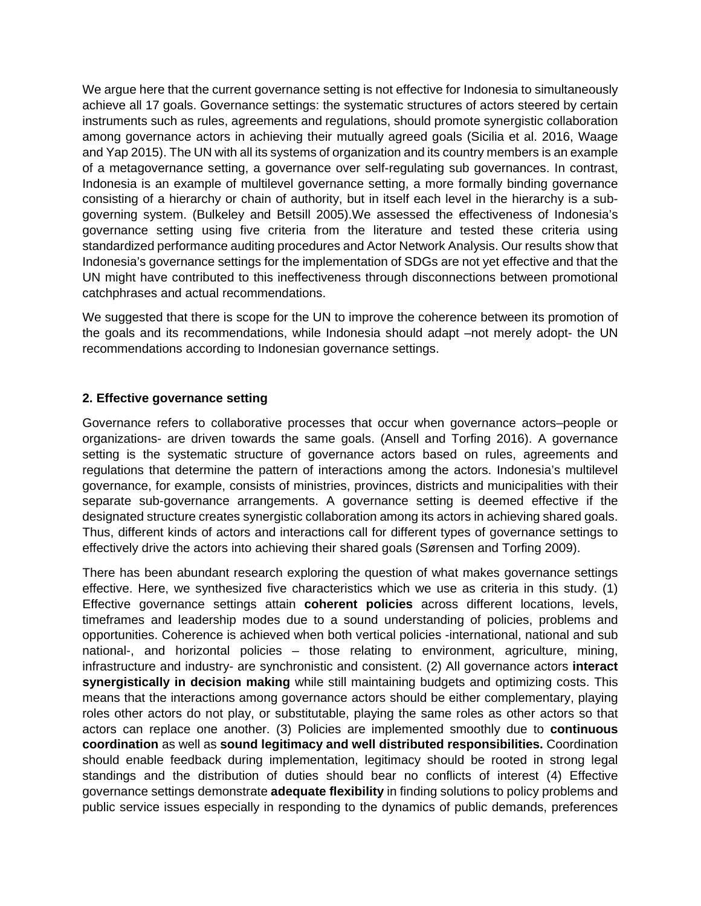We argue here that the current governance setting is not effective for Indonesia to simultaneously achieve all 17 goals. Governance settings: the systematic structures of actors steered by certain instruments such as rules, agreements and regulations, should promote synergistic collaboration among governance actors in achieving their mutually agreed goals (Sicilia et al. 2016, Waage and Yap 2015). The UN with all its systems of organization and its country members is an example of a metagovernance setting, a governance over self-regulating sub governances. In contrast, Indonesia is an example of multilevel governance setting, a more formally binding governance consisting of a hierarchy or chain of authority, but in itself each level in the hierarchy is a sub-governing system. (Bulkeley and Betsill 2005).We assessed the effectiveness of Indonesia's governance setting using five criteria from the literature and tested these criteria using standardized performance auditing procedures and Actor Network Analysis. Our results show that Indonesia's governance settings for the implementation of SDGs are not yet effective and that the UN might have contributed to this ineffectiveness through disconnections between promotional catchphrases and actual recommendations.

We suggested that there is scope for the UN to improve the coherence between its promotion of the goals and its recommendations, while Indonesia should adapt –not merely adopt- the UN recommendations according to Indonesian governance settings.

## 2. Effective governance setting

Governance refers to collaborative processes that occur when governance actors–people or organizations- are driven towards the same goals. (Ansell and Torfing 2016). A governance setting is the systematic structure of governance actors based on rules, agreements and regulations that determine the pattern of interactions among the actors. Indonesia's multilevel governance, for example, consists of ministries, provinces, districts and municipalities with their separate sub-governance arrangements. A governance setting is deemed effective if the designated structure creates synergistic collaboration among its actors in achieving shared goals. Thus, different kinds of actors and interactions call for different types of governance settings to effectively drive the actors into achieving their shared goals (Sørensen and Torfing 2009).

There has been abundant research exploring the question of what makes governance settings effective. Here, we synthesized five characteristics which we use as criteria in this study. (1) Effective governance settings attain **coherent policies** across different locations, levels, timeframes and leadership modes due to a sound understanding of policies, problems and opportunities. Coherence is achieved when both vertical policies -international, national and sub national-, and horizontal policies – those relating to environment, agriculture, mining, infrastructure and industry- are synchronistic and consistent. (2) All governance actors **interact synergistically in decision making** while still maintaining budgets and optimizing costs. This means that the interactions among governance actors should be either complementary, playing roles other actors do not play, or substitutable, playing the same roles as other actors so that actors can replace one another. (3) Policies are implemented smoothly due to **continuous coordination** as well as **sound legitimacy and well distributed responsibilities.** Coordination should enable feedback during implementation, legitimacy should be rooted in strong legal standings and the distribution of duties should bear no conflicts of interest (4) Effective governance settings demonstrate **adequate flexibility** in finding solutions to policy problems and public service issues especially in responding to the dynamics of public demands, preferences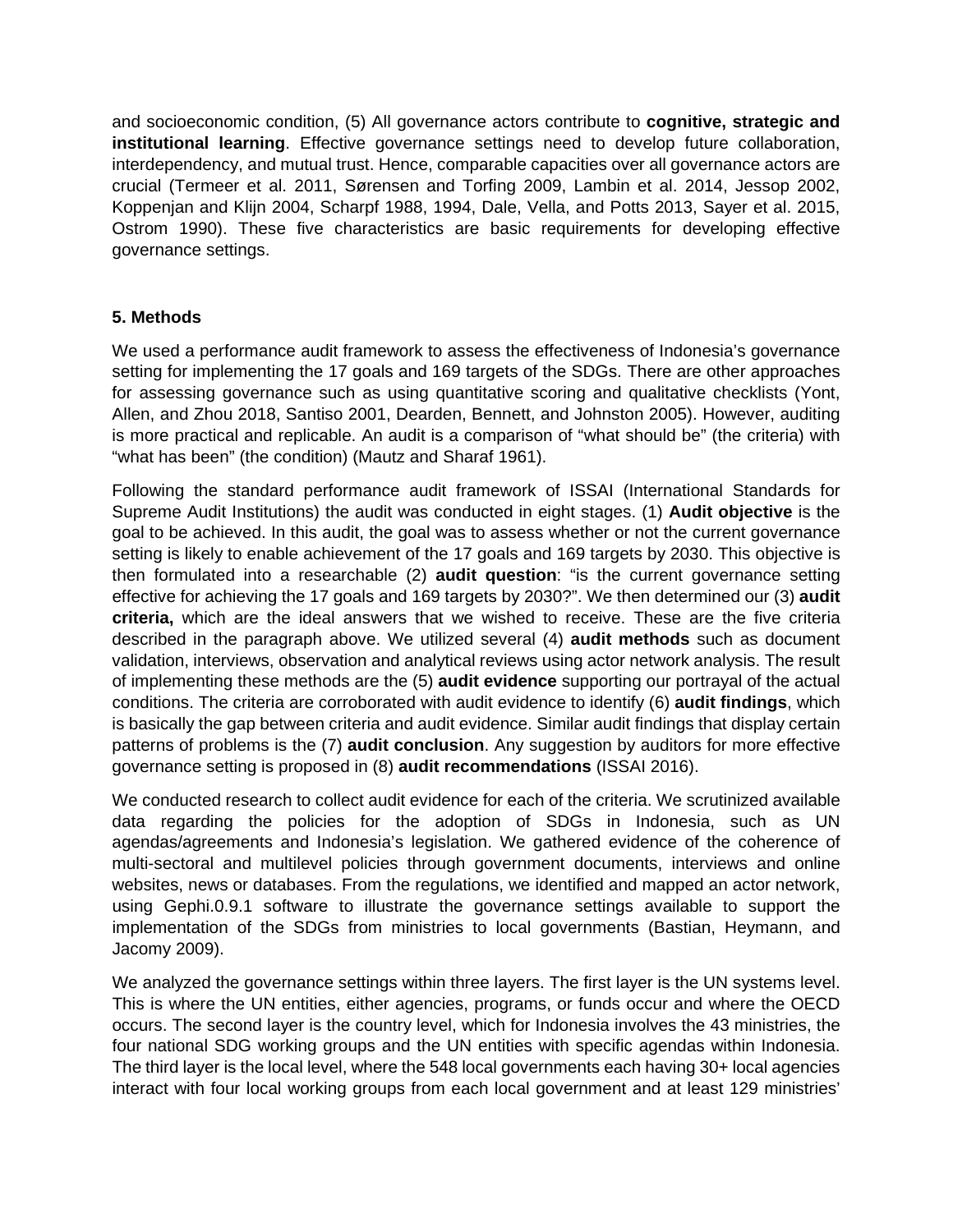and socioeconomic condition, (5) All governance actors contribute to **cognitive, strategic and institutional learning**. Effective governance settings need to develop future collaboration, interdependency, and mutual trust. Hence, comparable capacities over all governance actors are crucial (Termeer et al. 2011, Sørensen and Torfing 2009, Lambin et al. 2014, Jessop 2002, Koppenjan and Klijn 2004, Scharpf 1988, 1994, Dale, Vella, and Potts 2013, Sayer et al. 2015, Ostrom 1990). These five characteristics are basic requirements for developing effective governance settings.

## 5. Methods

We used a performance audit framework to assess the effectiveness of Indonesia's governance setting for implementing the 17 goals and 169 targets of the SDGs. There are other approaches for assessing governance such as using quantitative scoring and qualitative checklists (Yont, Allen, and Zhou 2018, Santiso 2001, Dearden, Bennett, and Johnston 2005). However, auditing is more practical and replicable. An audit is a comparison of "what should be" (the criteria) with "what has been" (the condition) (Mautz and Sharaf 1961).

Following the standard performance audit framework of ISSAI (International Standards for Supreme Audit Institutions) the audit was conducted in eight stages. (1) **Audit objective** is the goal to be achieved. In this audit, the goal was to assess whether or not the current governance setting is likely to enable achievement of the 17 goals and 169 targets by 2030. This objective is then formulated into a researchable (2) **audit question**: "is the current governance setting effective for achieving the 17 goals and 169 targets by 2030?". We then determined our (3) **audit criteria,** which are the ideal answers that we wished to receive. These are the five criteria described in the paragraph above. We utilized several (4) **audit methods** such as document validation, interviews, observation and analytical reviews using actor network analysis. The result of implementing these methods are the (5) **audit evidence** supporting our portrayal of the actual conditions. The criteria are corroborated with audit evidence to identify (6) **audit findings**, which is basically the gap between criteria and audit evidence. Similar audit findings that display certain patterns of problems is the (7) **audit conclusion**. Any suggestion by auditors for more effective governance setting is proposed in (8) **audit recommendations** (ISSAI 2016).

We conducted research to collect audit evidence for each of the criteria. We scrutinized available data regarding the policies for the adoption of SDGs in Indonesia, such as UN agendas/agreements and Indonesia's legislation. We gathered evidence of the coherence of multi-sectoral and multilevel policies through government documents, interviews and online websites, news or databases. From the regulations, we identified and mapped an actor network, using Gephi.0.9.1 software to illustrate the governance settings available to support the implementation of the SDGs from ministries to local governments (Bastian, Heymann, and Jacomy 2009).

We analyzed the governance settings within three layers. The first layer is the UN systems level. This is where the UN entities, either agencies, programs, or funds occur and where the OECD occurs. The second layer is the country level, which for Indonesia involves the 43 ministries, the four national SDG working groups and the UN entities with specific agendas within Indonesia. The third layer is the local level, where the 548 local governments each having 30+ local agencies interact with four local working groups from each local government and at least 129 ministries'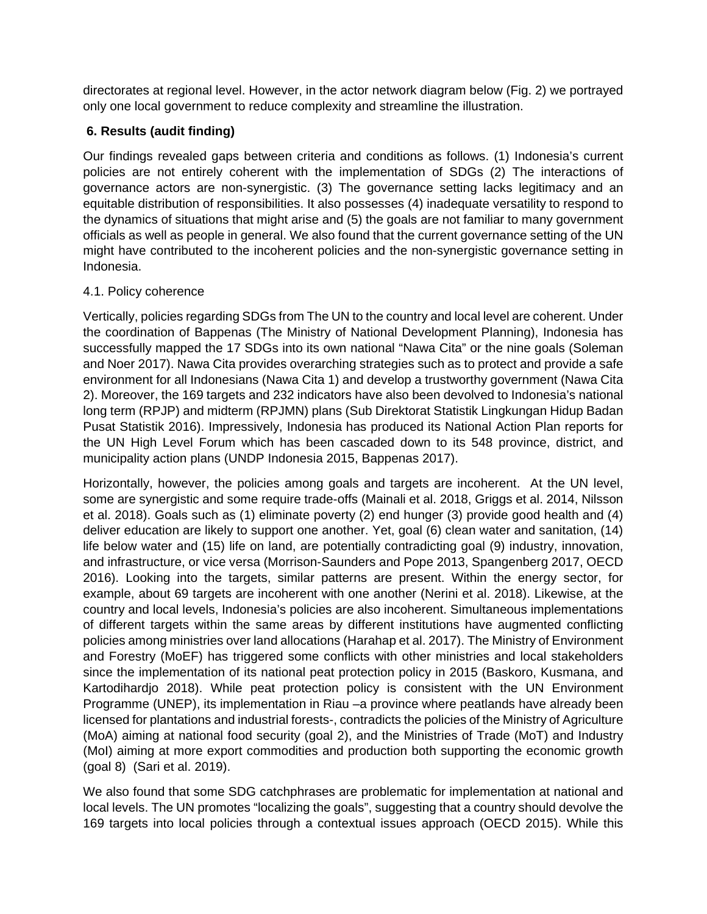directorates at regional level. However, in the actor network diagram below (Fig. 2) we portrayed only one local government to reduce complexity and streamline the illustration.

## 6. Results (audit finding)

Our findings revealed gaps between criteria and conditions as follows. (1) Indonesia's current policies are not entirely coherent with the implementation of SDGs (2) The interactions of governance actors are non-synergistic. (3) The governance setting lacks legitimacy and an equitable distribution of responsibilities. It also possesses (4) inadequate versatility to respond to the dynamics of situations that might arise and (5) the goals are not familiar to many government officials as well as people in general. We also found that the current governance setting of the UN might have contributed to the incoherent policies and the non-synergistic governance setting in Indonesia.

### 4.1. Policy coherence

Vertically, policies regarding SDGs from The UN to the country and local level are coherent. Under the coordination of Bappenas (The Ministry of National Development Planning), Indonesia has successfully mapped the 17 SDGs into its own national "Nawa Cita" or the nine goals (Soleman and Noer 2017). Nawa Cita provides overarching strategies such as to protect and provide a safe environment for all Indonesians (Nawa Cita 1) and develop a trustworthy government (Nawa Cita 2). Moreover, the 169 targets and 232 indicators have also been devolved to Indonesia's national long term (RPJP) and midterm (RPJMN) plans (Sub Direktorat Statistik Lingkungan Hidup Badan Pusat Statistik 2016). Impressively, Indonesia has produced its National Action Plan reports for the UN High Level Forum which has been cascaded down to its 548 province, district, and municipality action plans (UNDP Indonesia 2015, Bappenas 2017).

Horizontally, however, the policies among goals and targets are incoherent. At the UN level, some are synergistic and some require trade-offs (Mainali et al. 2018, Griggs et al. 2014, Nilsson et al. 2018). Goals such as (1) eliminate poverty (2) end hunger (3) provide good health and (4) deliver education are likely to support one another. Yet, goal (6) clean water and sanitation, (14) life below water and (15) life on land, are potentially contradicting goal (9) industry, innovation, and infrastructure, or vice versa (Morrison-Saunders and Pope 2013, Spangenberg 2017, OECD 2016). Looking into the targets, similar patterns are present. Within the energy sector, for example, about 69 targets are incoherent with one another (Nerini et al. 2018). Likewise, at the country and local levels, Indonesia's policies are also incoherent. Simultaneous implementations of different targets within the same areas by different institutions have augmented conflicting policies among ministries over land allocations (Harahap et al. 2017). The Ministry of Environment and Forestry (MoEF) has triggered some conflicts with other ministries and local stakeholders since the implementation of its national peat protection policy in 2015 (Baskoro, Kusmana, and Kartodihardjo 2018). While peat protection policy is consistent with the UN Environment Programme (UNEP), its implementation in Riau –a province where peatlands have already been licensed for plantations and industrial forests-, contradicts the policies of the Ministry of Agriculture (MoA) aiming at national food security (goal 2), and the Ministries of Trade (MoT) and Industry (MoI) aiming at more export commodities and production both supporting the economic growth (goal 8) (Sari et al. 2019).

We also found that some SDG catchphrases are problematic for implementation at national and local levels. The UN promotes "localizing the goals", suggesting that a country should devolve the 169 targets into local policies through a contextual issues approach (OECD 2015). While this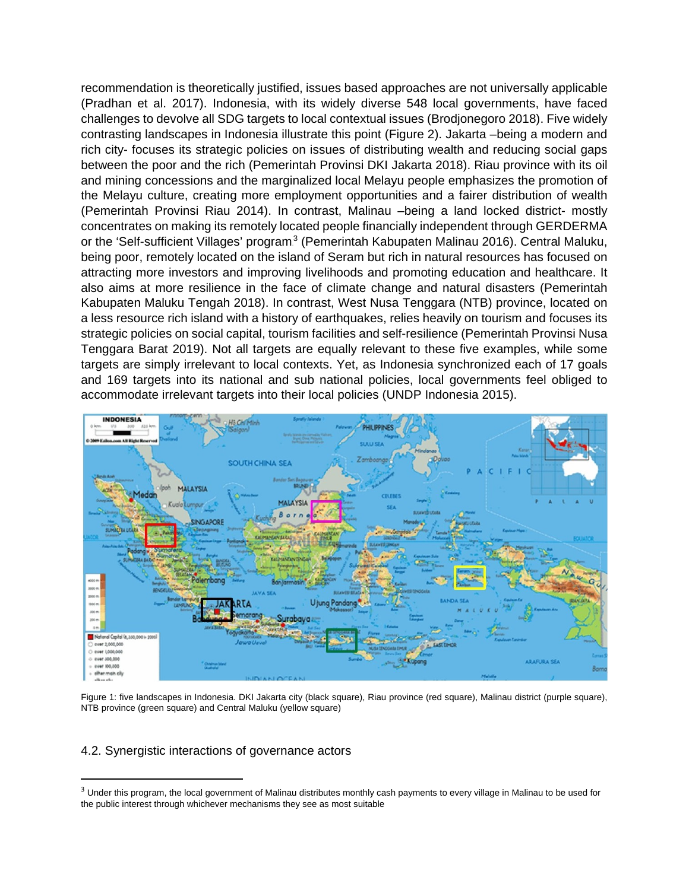recommendation is theoretically justified, issues based approaches are not universally applicable (Pradhan et al. 2017). Indonesia, with its widely diverse 548 local governments, have faced challenges to devolve all SDG targets to local contextual issues (Brodjonegoro 2018). Five widely contrasting landscapes in Indonesia illustrate this point (Figure 2). Jakarta –being a modern and rich city- focuses its strategic policies on issues of distributing wealth and reducing social gaps between the poor and the rich (Pemerintah Provinsi DKI Jakarta 2018). Riau province with its oil and mining concessions and the marginalized local Melayu people emphasizes the promotion of the Melayu culture, creating more employment opportunities and a fairer distribution of wealth (Pemerintah Provinsi Riau 2014). In contrast, Malinau –being a land locked district- mostly concentrates on making its remotely located people financially independent through GERDERMA or the 'Self-sufficient Villages' program[3] (Pemerintah Kabupaten Malinau 2016). Central Maluku, being poor, remotely located on the island of Seram but rich in natural resources has focused on attracting more investors and improving livelihoods and promoting education and healthcare. It also aims at more resilience in the face of climate change and natural disasters (Pemerintah Kabupaten Maluku Tengah 2018). In contrast, West Nusa Tenggara (NTB) province, located on a less resource rich island with a history of earthquakes, relies heavily on tourism and focuses its strategic policies on social capital, tourism facilities and self-resilience (Pemerintah Provinsi Nusa Tenggara Barat 2019). Not all targets are equally relevant to these five examples, while some targets are simply irrelevant to local contexts. Yet, as Indonesia synchronized each of 17 goals and 169 targets into its national and sub national policies, local governments feel obliged to accommodate irrelevant targets into their local policies (UNDP Indonesia 2015).

Figure 1: five landscapes in Indonesia. DKI Jakarta city (black square), Riau province (red square), Malinau district (purple square), NTB province (green square) and Central Maluku (yellow square)

## 4.2. Synergistic interactions of governance actors

[3] Under this program, the local government of Malinau distributes monthly cash payments to every village in Malinau to be used for the public interest through whichever mechanisms they see as most suitable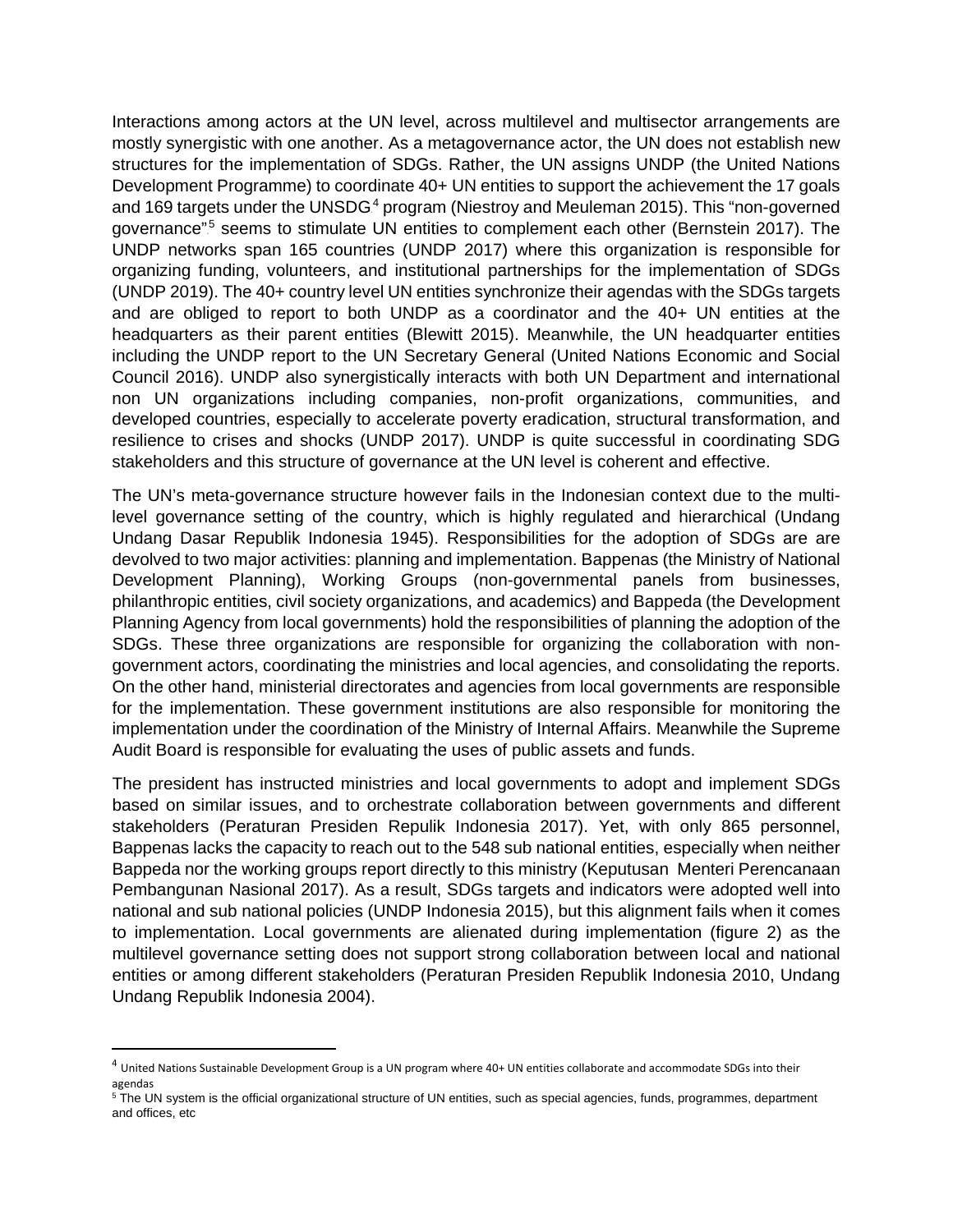Interactions among actors at the UN level, across multilevel and multisector arrangements are mostly synergistic with one another. As a metagovernance actor, the UN does not establish new structures for the implementation of SDGs. Rather, the UN assigns UNDP (the United Nations Development Programme) to coordinate 40+ UN entities to support the achievement the 17 goals and 169 targets under the UNSDG[4] program (Niestroy and Meuleman 2015). This "non-governed governance"[5] seems to stimulate UN entities to complement each other (Bernstein 2017). The UNDP networks span 165 countries (UNDP 2017) where this organization is responsible for organizing funding, volunteers, and institutional partnerships for the implementation of SDGs (UNDP 2019). The 40+ country level UN entities synchronize their agendas with the SDGs targets and are obliged to report to both UNDP as a coordinator and the 40+ UN entities at the headquarters as their parent entities (Blewitt 2015). Meanwhile, the UN headquarter entities including the UNDP report to the UN Secretary General (United Nations Economic and Social Council 2016). UNDP also synergistically interacts with both UN Department and international non UN organizations including companies, non-profit organizations, communities, and developed countries, especially to accelerate poverty eradication, structural transformation, and resilience to crises and shocks (UNDP 2017). UNDP is quite successful in coordinating SDG stakeholders and this structure of governance at the UN level is coherent and effective.

The UN's meta-governance structure however fails in the Indonesian context due to the multi-level governance setting of the country, which is highly regulated and hierarchical (Undang Undang Dasar Republik Indonesia 1945). Responsibilities for the adoption of SDGs are are devolved to two major activities: planning and implementation. Bappenas (the Ministry of National Development Planning), Working Groups (non-governmental panels from businesses, philanthropic entities, civil society organizations, and academics) and Bappeda (the Development Planning Agency from local governments) hold the responsibilities of planning the adoption of the SDGs. These three organizations are responsible for organizing the collaboration with non-government actors, coordinating the ministries and local agencies, and consolidating the reports. On the other hand, ministerial directorates and agencies from local governments are responsible for the implementation. These government institutions are also responsible for monitoring the implementation under the coordination of the Ministry of Internal Affairs. Meanwhile the Supreme Audit Board is responsible for evaluating the uses of public assets and funds.

The president has instructed ministries and local governments to adopt and implement SDGs based on similar issues, and to orchestrate collaboration between governments and different stakeholders (Peraturan Presiden Repulik Indonesia 2017). Yet, with only 865 personnel, Bappenas lacks the capacity to reach out to the 548 sub national entities, especially when neither Bappeda nor the working groups report directly to this ministry (Keputusan Menteri Perencanaan Pembangunan Nasional 2017). As a result, SDGs targets and indicators were adopted well into national and sub national policies (UNDP Indonesia 2015), but this alignment fails when it comes to implementation. Local governments are alienated during implementation (figure 2) as the multilevel governance setting does not support strong collaboration between local and national entities or among different stakeholders (Peraturan Presiden Republik Indonesia 2010, Undang Undang Republik Indonesia 2004).

---

[4] United Nations Sustainable Development Group is a UN program where 40+ UN entities collaborate and accommodate SDGs into their agendas

[5] The UN system is the official organizational structure of UN entities, such as special agencies, funds, programmes, department and offices, etc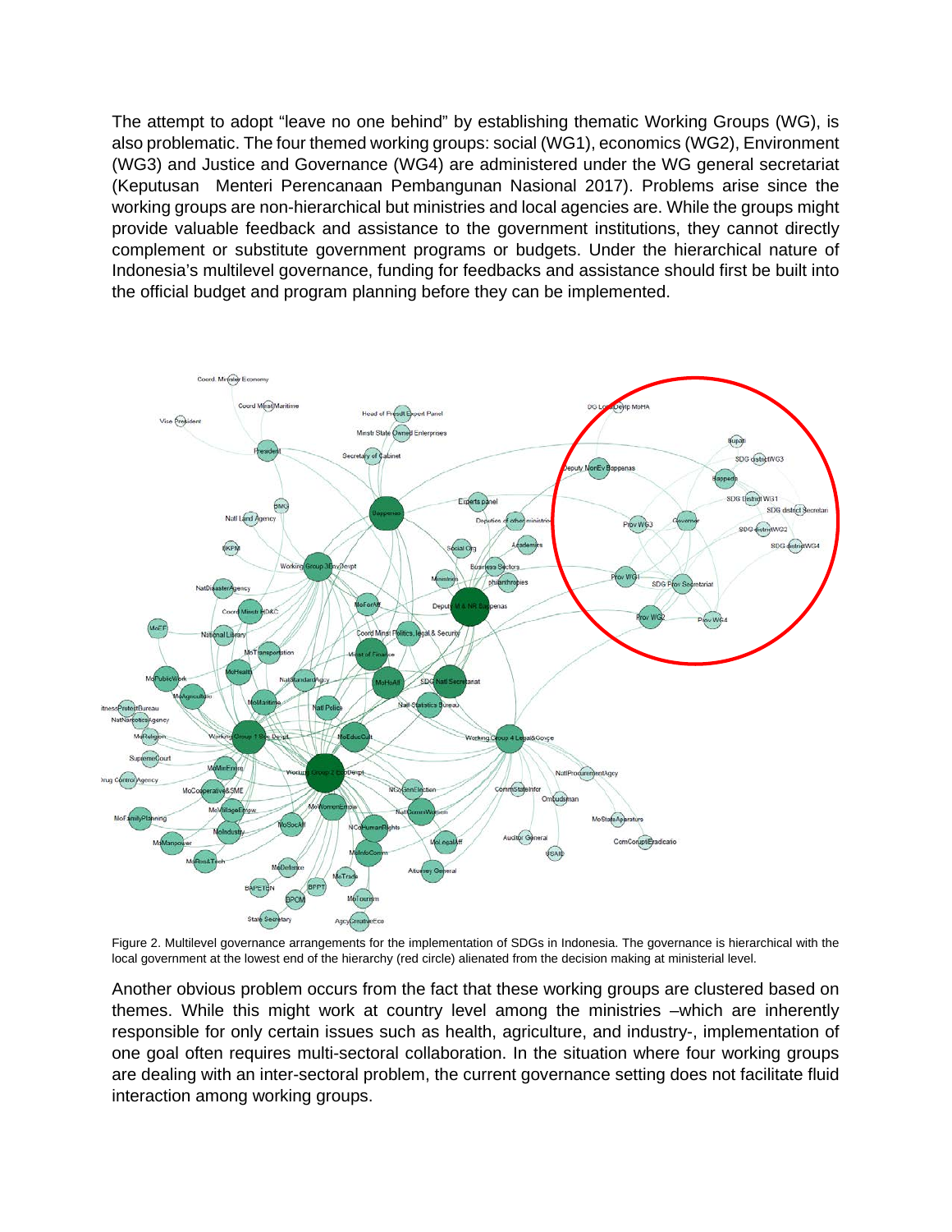The attempt to adopt “leave no one behind” by establishing thematic Working Groups (WG), is also problematic. The four themed working groups: social (WG1), economics (WG2), Environment (WG3) and Justice and Governance (WG4) are administered under the WG general secretariat (Keputusan Menteri Perencanaan Pembangunan Nasional 2017). Problems arise since the working groups are non-hierarchical but ministries and local agencies are. While the groups might provide valuable feedback and assistance to the government institutions, they cannot directly complement or substitute government programs or budgets. Under the hierarchical nature of Indonesia’s multilevel governance, funding for feedbacks and assistance should first be built into the official budget and program planning before they can be implemented.

Figure 2. Multilevel governance arrangements for the implementation of SDGs in Indonesia. The governance is hierarchical with the local government at the lowest end of the hierarchy (red circle) alienated from the decision making at ministerial level.

Another obvious problem occurs from the fact that these working groups are clustered based on themes. While this might work at country level among the ministries –which are inherently responsible for only certain issues such as health, agriculture, and industry-, implementation of one goal often requires multi-sectoral collaboration. In the situation where four working groups are dealing with an inter-sectoral problem, the current governance setting does not facilitate fluid interaction among working groups.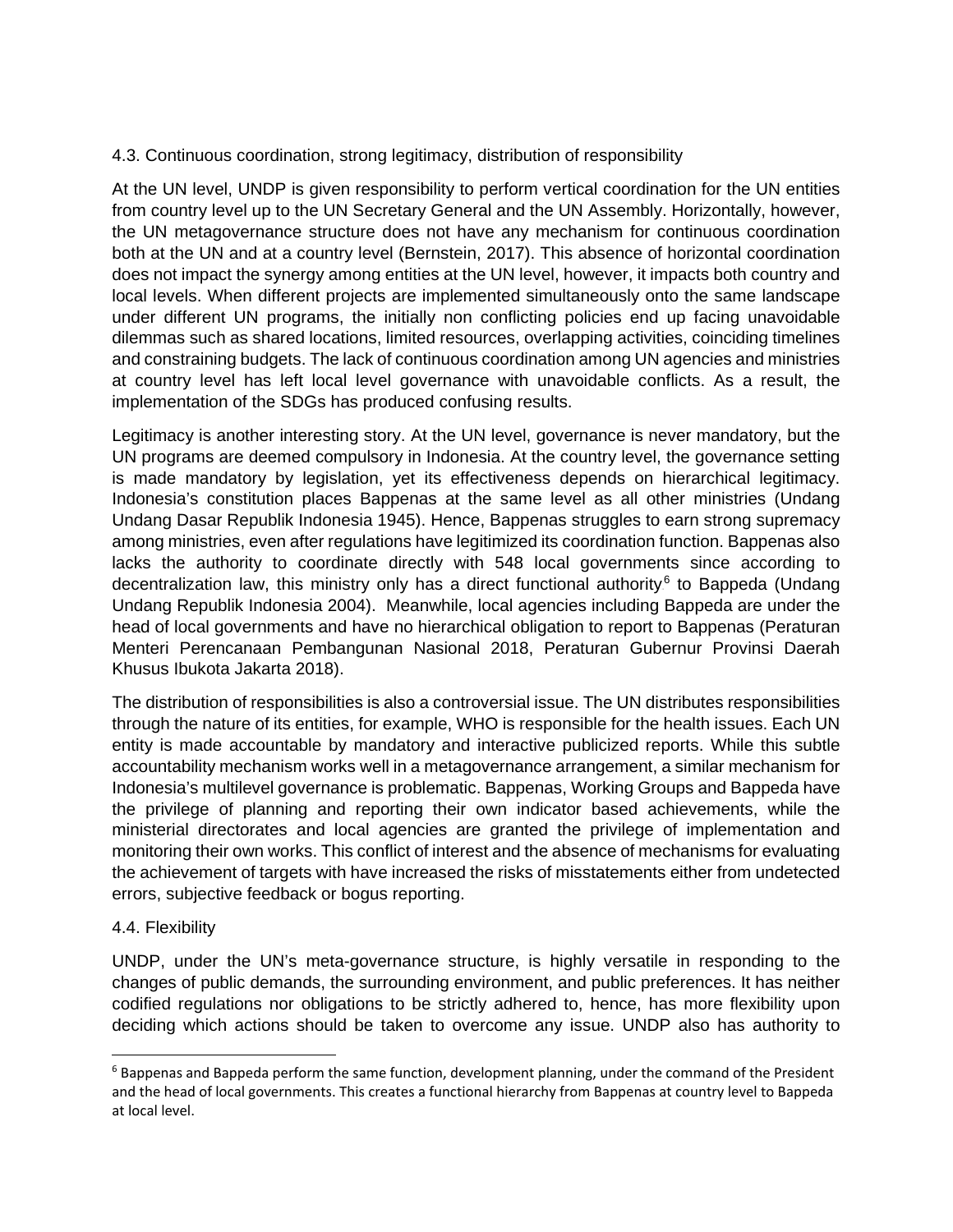### 4.3. Continuous coordination, strong legitimacy, distribution of responsibility

At the UN level, UNDP is given responsibility to perform vertical coordination for the UN entities from country level up to the UN Secretary General and the UN Assembly. Horizontally, however, the UN metagovernance structure does not have any mechanism for continuous coordination both at the UN and at a country level (Bernstein, 2017). This absence of horizontal coordination does not impact the synergy among entities at the UN level, however, it impacts both country and local levels. When different projects are implemented simultaneously onto the same landscape under different UN programs, the initially non conflicting policies end up facing unavoidable dilemmas such as shared locations, limited resources, overlapping activities, coinciding timelines and constraining budgets. The lack of continuous coordination among UN agencies and ministries at country level has left local level governance with unavoidable conflicts. As a result, the implementation of the SDGs has produced confusing results.

Legitimacy is another interesting story. At the UN level, governance is never mandatory, but the UN programs are deemed compulsory in Indonesia. At the country level, the governance setting is made mandatory by legislation, yet its effectiveness depends on hierarchical legitimacy. Indonesia's constitution places Bappenas at the same level as all other ministries (Undang Undang Dasar Republik Indonesia 1945). Hence, Bappenas struggles to earn strong supremacy among ministries, even after regulations have legitimized its coordination function. Bappenas also lacks the authority to coordinate directly with 548 local governments since according to decentralization law, this ministry only has a direct functional authority[6] to Bappeda (Undang Undang Republik Indonesia 2004). Meanwhile, local agencies including Bappeda are under the head of local governments and have no hierarchical obligation to report to Bappenas (Peraturan Menteri Perencanaan Pembangunan Nasional 2018, Peraturan Gubernur Provinsi Daerah Khusus Ibukota Jakarta 2018).

The distribution of responsibilities is also a controversial issue. The UN distributes responsibilities through the nature of its entities, for example, WHO is responsible for the health issues. Each UN entity is made accountable by mandatory and interactive publicized reports. While this subtle accountability mechanism works well in a metagovernance arrangement, a similar mechanism for Indonesia's multilevel governance is problematic. Bappenas, Working Groups and Bappeda have the privilege of planning and reporting their own indicator based achievements, while the ministerial directorates and local agencies are granted the privilege of implementation and monitoring their own works. This conflict of interest and the absence of mechanisms for evaluating the achievement of targets with have increased the risks of misstatements either from undetected errors, subjective feedback or bogus reporting.

### 4.4. Flexibility

UNDP, under the UN's meta-governance structure, is highly versatile in responding to the changes of public demands, the surrounding environment, and public preferences. It has neither codified regulations nor obligations to be strictly adhered to, hence, has more flexibility upon deciding which actions should be taken to overcome any issue. UNDP also has authority to

[6] Bappenas and Bappeda perform the same function, development planning, under the command of the President and the head of local governments. This creates a functional hierarchy from Bappenas at country level to Bappeda at local level.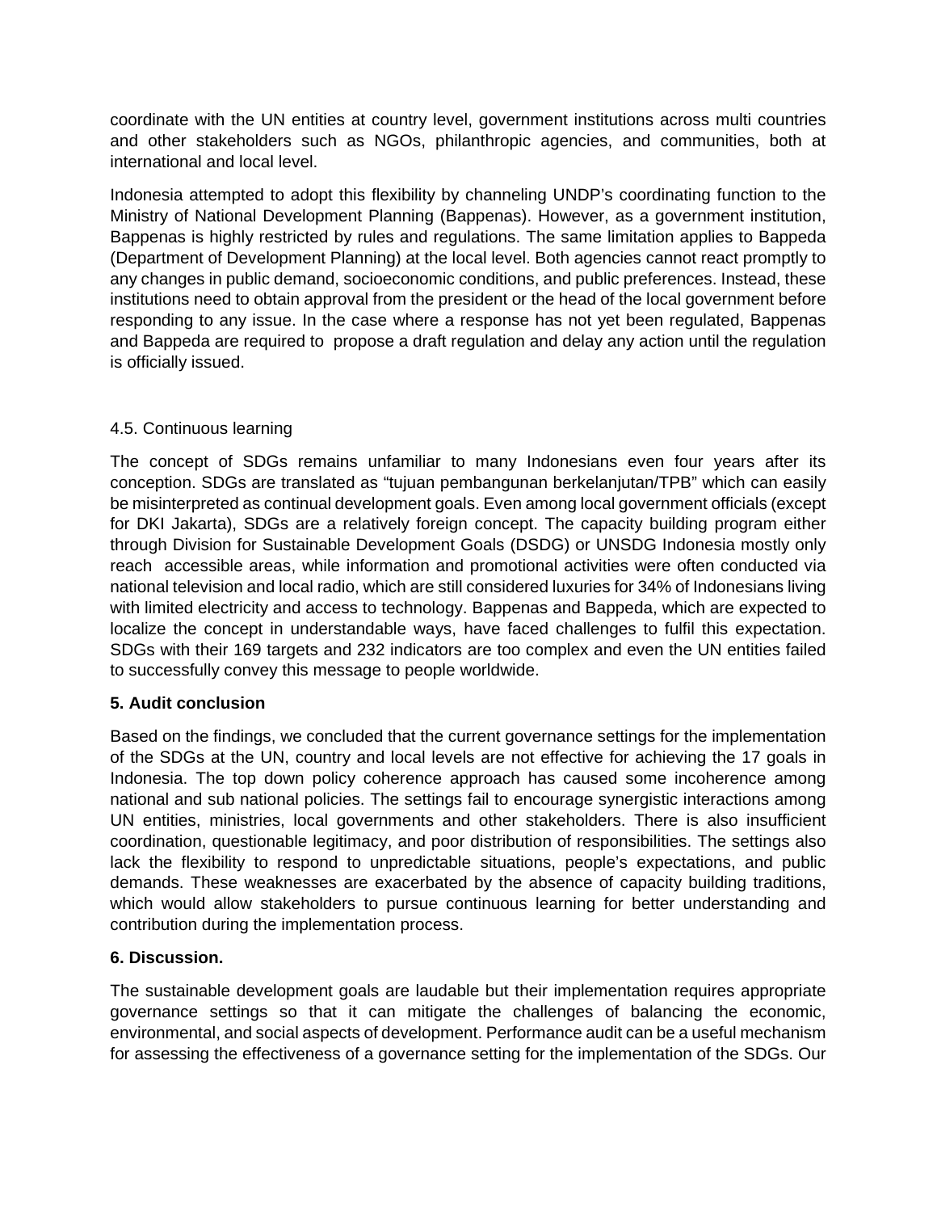coordinate with the UN entities at country level, government institutions across multi countries and other stakeholders such as NGOs, philanthropic agencies, and communities, both at international and local level.

Indonesia attempted to adopt this flexibility by channeling UNDP's coordinating function to the Ministry of National Development Planning (Bappenas). However, as a government institution, Bappenas is highly restricted by rules and regulations. The same limitation applies to Bappeda (Department of Development Planning) at the local level. Both agencies cannot react promptly to any changes in public demand, socioeconomic conditions, and public preferences. Instead, these institutions need to obtain approval from the president or the head of the local government before responding to any issue. In the case where a response has not yet been regulated, Bappenas and Bappeda are required to propose a draft regulation and delay any action until the regulation is officially issued.

4.5. Continuous learning

The concept of SDGs remains unfamiliar to many Indonesians even four years after its conception. SDGs are translated as "tujuan pembangunan berkelanjutan/TPB" which can easily be misinterpreted as continual development goals. Even among local government officials (except for DKI Jakarta), SDGs are a relatively foreign concept. The capacity building program either through Division for Sustainable Development Goals (DSDG) or UNSDG Indonesia mostly only reach accessible areas, while information and promotional activities were often conducted via national television and local radio, which are still considered luxuries for 34% of Indonesians living with limited electricity and access to technology. Bappenas and Bappeda, which are expected to localize the concept in understandable ways, have faced challenges to fulfil this expectation. SDGs with their 169 targets and 232 indicators are too complex and even the UN entities failed to successfully convey this message to people worldwide.

**5. Audit conclusion**

Based on the findings, we concluded that the current governance settings for the implementation of the SDGs at the UN, country and local levels are not effective for achieving the 17 goals in Indonesia. The top down policy coherence approach has caused some incoherence among national and sub national policies. The settings fail to encourage synergistic interactions among UN entities, ministries, local governments and other stakeholders. There is also insufficient coordination, questionable legitimacy, and poor distribution of responsibilities. The settings also lack the flexibility to respond to unpredictable situations, people's expectations, and public demands. These weaknesses are exacerbated by the absence of capacity building traditions, which would allow stakeholders to pursue continuous learning for better understanding and contribution during the implementation process.

**6. Discussion.**

The sustainable development goals are laudable but their implementation requires appropriate governance settings so that it can mitigate the challenges of balancing the economic, environmental, and social aspects of development. Performance audit can be a useful mechanism for assessing the effectiveness of a governance setting for the implementation of the SDGs. Our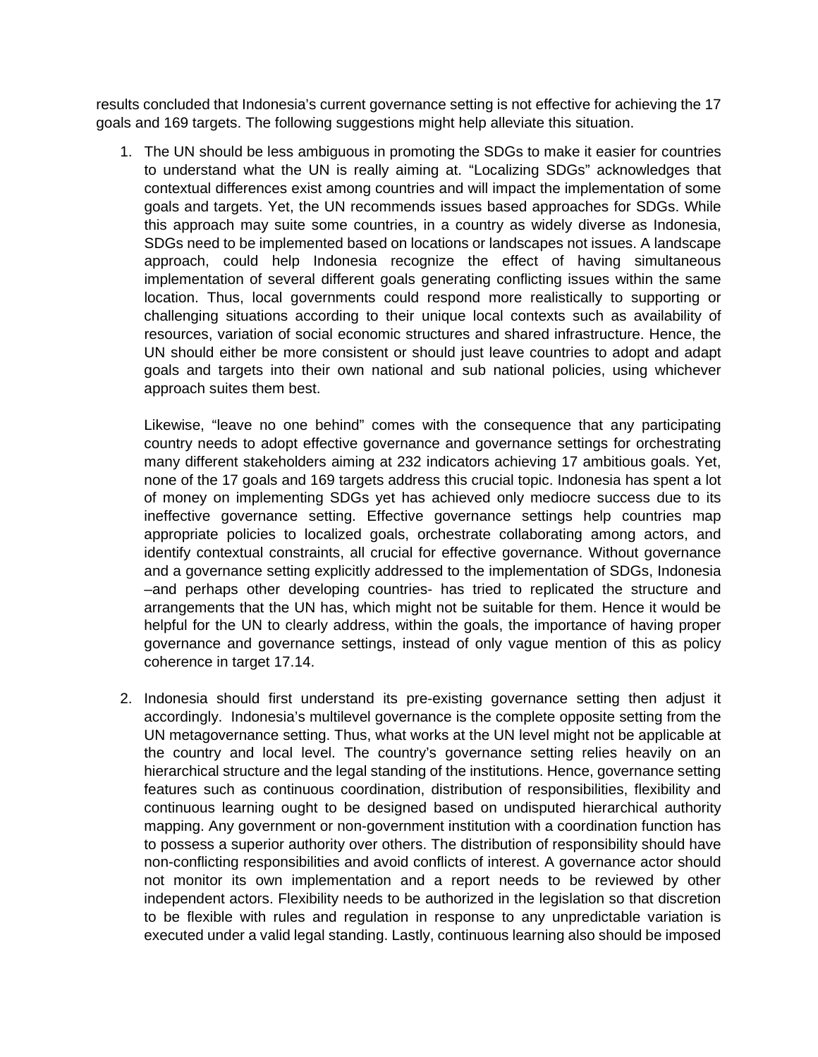results concluded that Indonesia's current governance setting is not effective for achieving the 17 goals and 169 targets. The following suggestions might help alleviate this situation.

1. The UN should be less ambiguous in promoting the SDGs to make it easier for countries to understand what the UN is really aiming at. "Localizing SDGs" acknowledges that contextual differences exist among countries and will impact the implementation of some goals and targets. Yet, the UN recommends issues based approaches for SDGs. While this approach may suite some countries, in a country as widely diverse as Indonesia, SDGs need to be implemented based on locations or landscapes not issues. A landscape approach, could help Indonesia recognize the effect of having simultaneous implementation of several different goals generating conflicting issues within the same location. Thus, local governments could respond more realistically to supporting or challenging situations according to their unique local contexts such as availability of resources, variation of social economic structures and shared infrastructure. Hence, the UN should either be more consistent or should just leave countries to adopt and adapt goals and targets into their own national and sub national policies, using whichever approach suites them best.

   Likewise, "leave no one behind" comes with the consequence that any participating country needs to adopt effective governance and governance settings for orchestrating many different stakeholders aiming at 232 indicators achieving 17 ambitious goals. Yet, none of the 17 goals and 169 targets address this crucial topic. Indonesia has spent a lot of money on implementing SDGs yet has achieved only mediocre success due to its ineffective governance setting. Effective governance settings help countries map appropriate policies to localized goals, orchestrate collaborating among actors, and identify contextual constraints, all crucial for effective governance. Without governance and a governance setting explicitly addressed to the implementation of SDGs, Indonesia –and perhaps other developing countries- has tried to replicated the structure and arrangements that the UN has, which might not be suitable for them. Hence it would be helpful for the UN to clearly address, within the goals, the importance of having proper governance and governance settings, instead of only vague mention of this as policy coherence in target 17.14.

2. Indonesia should first understand its pre-existing governance setting then adjust it accordingly. Indonesia's multilevel governance is the complete opposite setting from the UN metagovernance setting. Thus, what works at the UN level might not be applicable at the country and local level. The country's governance setting relies heavily on an hierarchical structure and the legal standing of the institutions. Hence, governance setting features such as continuous coordination, distribution of responsibilities, flexibility and continuous learning ought to be designed based on undisputed hierarchical authority mapping. Any government or non-government institution with a coordination function has to possess a superior authority over others. The distribution of responsibility should have non-conflicting responsibilities and avoid conflicts of interest. A governance actor should not monitor its own implementation and a report needs to be reviewed by other independent actors. Flexibility needs to be authorized in the legislation so that discretion to be flexible with rules and regulation in response to any unpredictable variation is executed under a valid legal standing. Lastly, continuous learning also should be imposed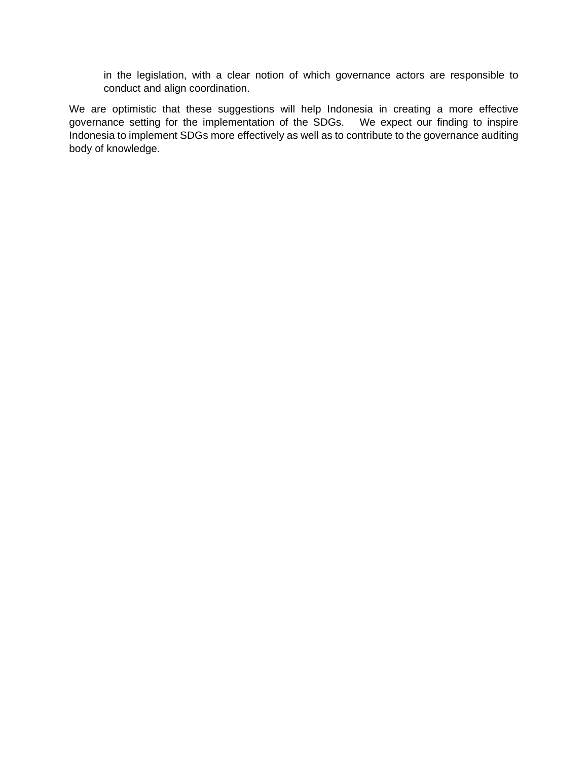in the legislation, with a clear notion of which governance actors are responsible to conduct and align coordination.

We are optimistic that these suggestions will help Indonesia in creating a more effective governance setting for the implementation of the SDGs. We expect our finding to inspire Indonesia to implement SDGs more effectively as well as to contribute to the governance auditing body of knowledge.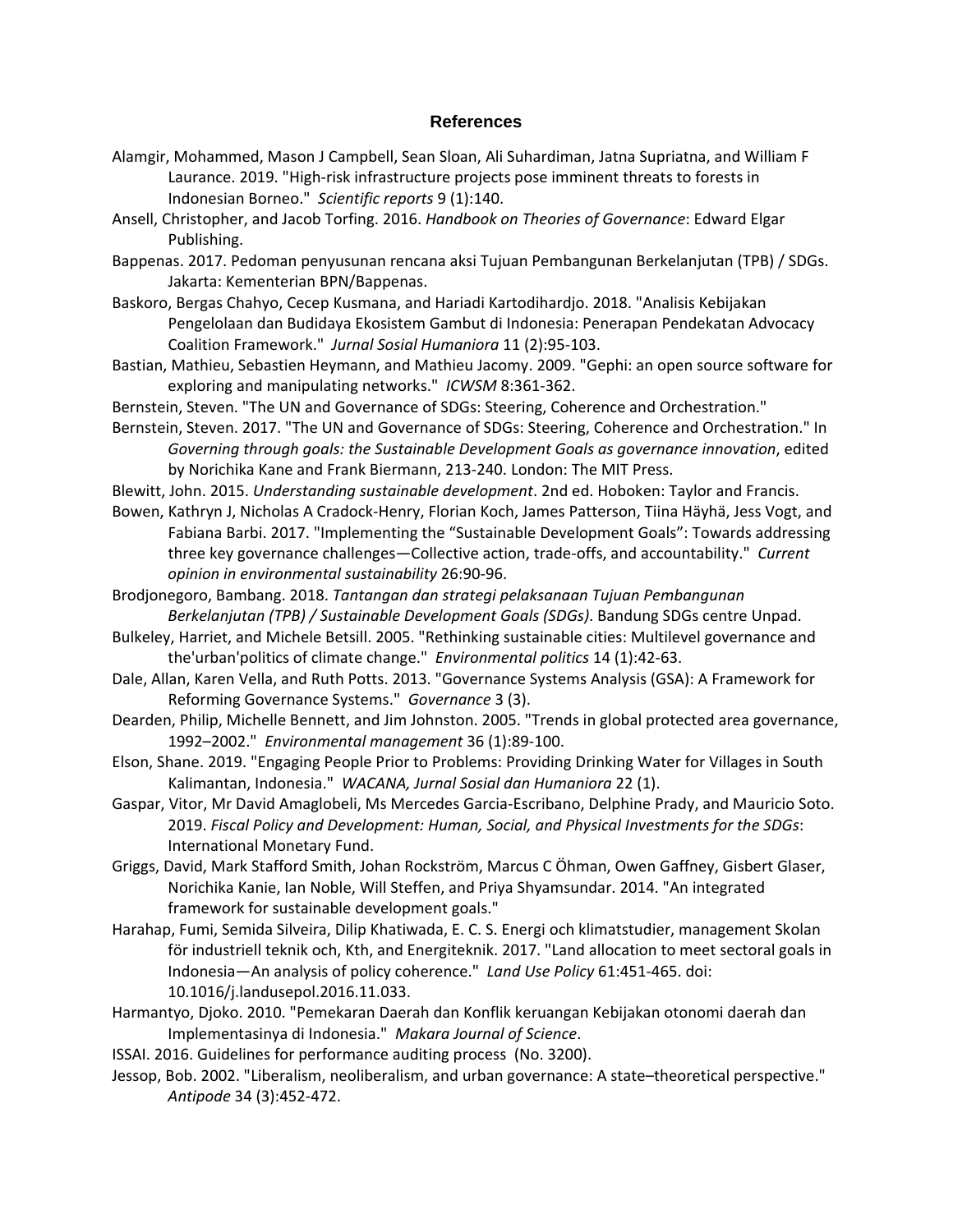## References

Alamgir, Mohammed, Mason J Campbell, Sean Sloan, Ali Suhardiman, Jatna Supriatna, and William F Laurance. 2019. "High-risk infrastructure projects pose imminent threats to forests in Indonesian Borneo." *Scientific reports* 9 (1):140.

Ansell, Christopher, and Jacob Torfing. 2016. *Handbook on Theories of Governance*: Edward Elgar Publishing.

Bappenas. 2017. Pedoman penyusunan rencana aksi Tujuan Pembangunan Berkelanjutan (TPB) / SDGs. Jakarta: Kementerian BPN/Bappenas.

Baskoro, Bergas Chahyo, Cecep Kusmana, and Hariadi Kartodihardjo. 2018. "Analisis Kebijakan Pengelolaan dan Budidaya Ekosistem Gambut di Indonesia: Penerapan Pendekatan Advocacy Coalition Framework." *Jurnal Sosial Humaniora* 11 (2):95-103.

Bastian, Mathieu, Sebastien Heymann, and Mathieu Jacomy. 2009. "Gephi: an open source software for exploring and manipulating networks." *ICWSM* 8:361-362.

Bernstein, Steven. "The UN and Governance of SDGs: Steering, Coherence and Orchestration."

Bernstein, Steven. 2017. "The UN and Governance of SDGs: Steering, Coherence and Orchestration." In *Governing through goals: the Sustainable Development Goals as governance innovation*, edited by Norichika Kane and Frank Biermann, 213-240. London: The MIT Press.

Blewitt, John. 2015. *Understanding sustainable development*. 2nd ed. Hoboken: Taylor and Francis.

Bowen, Kathryn J, Nicholas A Cradock-Henry, Florian Koch, James Patterson, Tiina Häyhä, Jess Vogt, and Fabiana Barbi. 2017. "Implementing the “Sustainable Development Goals”: Towards addressing three key governance challenges—Collective action, trade-offs, and accountability." *Current opinion in environmental sustainability* 26:90-96.

Brodjonegoro, Bambang. 2018. *Tantangan dan strategi pelaksanaan Tujuan Pembangunan Berkelanjutan (TPB) / Sustainable Development Goals (SDGs)*. Bandung SDGs centre Unpad.

Bulkeley, Harriet, and Michele Betsill. 2005. "Rethinking sustainable cities: Multilevel governance and the'urban'politics of climate change." *Environmental politics* 14 (1):42-63.

Dale, Allan, Karen Vella, and Ruth Potts. 2013. "Governance Systems Analysis (GSA): A Framework for Reforming Governance Systems." *Governance* 3 (3).

Dearden, Philip, Michelle Bennett, and Jim Johnston. 2005. "Trends in global protected area governance, 1992–2002." *Environmental management* 36 (1):89-100.

Elson, Shane. 2019. "Engaging People Prior to Problems: Providing Drinking Water for Villages in South Kalimantan, Indonesia." *WACANA, Jurnal Sosial dan Humaniora* 22 (1).

Gaspar, Vitor, Mr David Amaglobeli, Ms Mercedes Garcia-Escribano, Delphine Prady, and Mauricio Soto. 2019. *Fiscal Policy and Development: Human, Social, and Physical Investments for the SDGs*: International Monetary Fund.

Griggs, David, Mark Stafford Smith, Johan Rockström, Marcus C Öhman, Owen Gaffney, Gisbert Glaser, Norichika Kanie, Ian Noble, Will Steffen, and Priya Shyamsundar. 2014. "An integrated framework for sustainable development goals."

Harahap, Fumi, Semida Silveira, Dilip Khatiwada, E. C. S. Energi och klimatstudier, management Skolan för industriell teknik och, Kth, and Energiteknik. 2017. "Land allocation to meet sectoral goals in Indonesia—An analysis of policy coherence." *Land Use Policy* 61:451-465. doi: 10.1016/j.landusepol.2016.11.033.

Harmantyo, Djoko. 2010. "Pemekaran Daerah dan Konflik keruangan Kebijakan otonomi daerah dan Implementasinya di Indonesia." *Makara Journal of Science*.

ISSAI. 2016. Guidelines for performance auditing process (No. 3200).

Jessop, Bob. 2002. "Liberalism, neoliberalism, and urban governance: A state–theoretical perspective." *Antipode* 34 (3):452-472.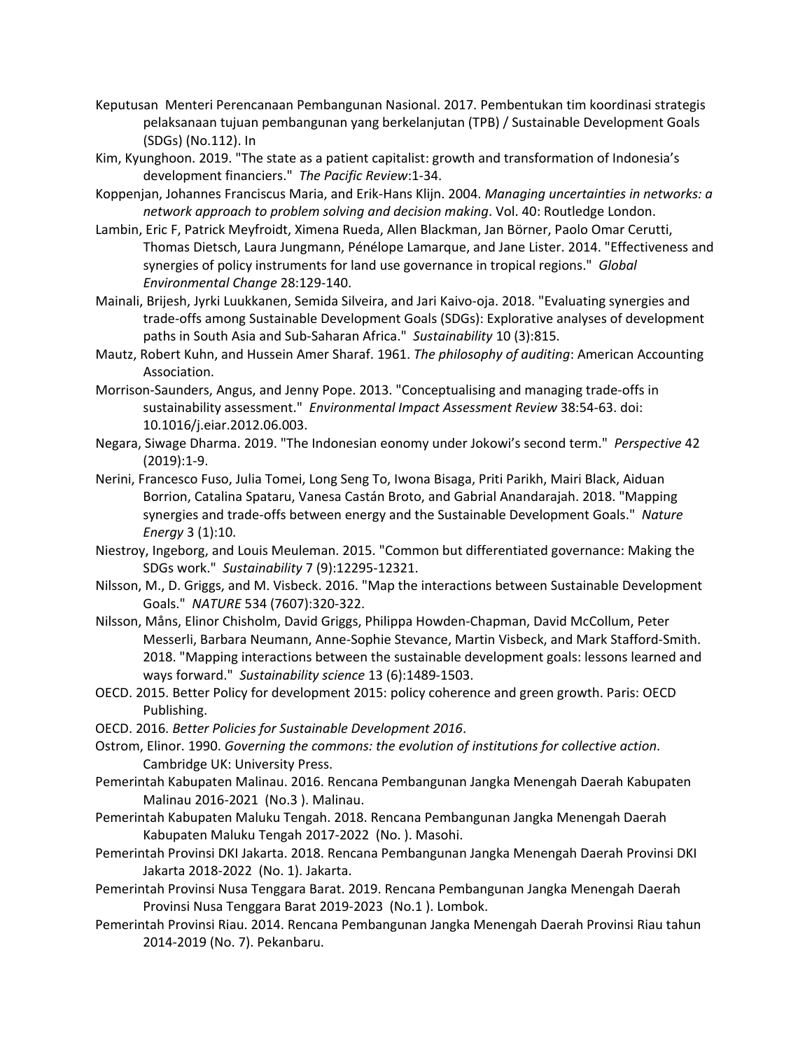Keputusan Menteri Perencanaan Pembangunan Nasional. 2017. Pembentukan tim koordinasi strategis pelaksanaan tujuan pembangunan yang berkelanjutan (TPB) / Sustainable Development Goals (SDGs) (No.112). In

Kim, Kyunghoon. 2019. "The state as a patient capitalist: growth and transformation of Indonesia's development financiers." *The Pacific Review*:1-34.

Koppenjan, Johannes Franciscus Maria, and Erik-Hans Klijn. 2004. *Managing uncertainties in networks: a network approach to problem solving and decision making*. Vol. 40: Routledge London.

Lambin, Eric F, Patrick Meyfroidt, Ximena Rueda, Allen Blackman, Jan Börner, Paolo Omar Cerutti, Thomas Dietsch, Laura Jungmann, Pénélope Lamarque, and Jane Lister. 2014. "Effectiveness and synergies of policy instruments for land use governance in tropical regions." *Global Environmental Change* 28:129-140.

Mainali, Brijesh, Jyrki Luukkanen, Semida Silveira, and Jari Kaivo-oja. 2018. "Evaluating synergies and trade-offs among Sustainable Development Goals (SDGs): Explorative analyses of development paths in South Asia and Sub-Saharan Africa." *Sustainability* 10 (3):815.

Mautz, Robert Kuhn, and Hussein Amer Sharaf. 1961. *The philosophy of auditing*: American Accounting Association.

Morrison-Saunders, Angus, and Jenny Pope. 2013. "Conceptualising and managing trade-offs in sustainability assessment." *Environmental Impact Assessment Review* 38:54-63. doi: 10.1016/j.eiar.2012.06.003.

Negara, Siwage Dharma. 2019. "The Indonesian eonomy under Jokowi's second term." *Perspective* 42 (2019):1-9.

Nerini, Francesco Fuso, Julia Tomei, Long Seng To, Iwona Bisaga, Priti Parikh, Mairi Black, Aiduan Borrion, Catalina Spataru, Vanesa Castán Broto, and Gabrial Anandarajah. 2018. "Mapping synergies and trade-offs between energy and the Sustainable Development Goals." *Nature Energy* 3 (1):10.

Niestroy, Ingeborg, and Louis Meuleman. 2015. "Common but differentiated governance: Making the SDGs work." *Sustainability* 7 (9):12295-12321.

Nilsson, M., D. Griggs, and M. Visbeck. 2016. "Map the interactions between Sustainable Development Goals." *NATURE* 534 (7607):320-322.

Nilsson, Måns, Elinor Chisholm, David Griggs, Philippa Howden-Chapman, David McCollum, Peter Messerli, Barbara Neumann, Anne-Sophie Stevance, Martin Visbeck, and Mark Stafford-Smith. 2018. "Mapping interactions between the sustainable development goals: lessons learned and ways forward." *Sustainability science* 13 (6):1489-1503.

OECD. 2015. Better Policy for development 2015: policy coherence and green growth. Paris: OECD Publishing.

OECD. 2016. *Better Policies for Sustainable Development 2016*.

Ostrom, Elinor. 1990. *Governing the commons: the evolution of institutions for collective action*. Cambridge UK: University Press.

Pemerintah Kabupaten Malinau. 2016. Rencana Pembangunan Jangka Menengah Daerah Kabupaten Malinau 2016-2021 (No.3 ). Malinau.

Pemerintah Kabupaten Maluku Tengah. 2018. Rencana Pembangunan Jangka Menengah Daerah Kabupaten Maluku Tengah 2017-2022 (No. ). Masohi.

Pemerintah Provinsi DKI Jakarta. 2018. Rencana Pembangunan Jangka Menengah Daerah Provinsi DKI Jakarta 2018-2022 (No. 1). Jakarta.

Pemerintah Provinsi Nusa Tenggara Barat. 2019. Rencana Pembangunan Jangka Menengah Daerah Provinsi Nusa Tenggara Barat 2019-2023 (No.1 ). Lombok.

Pemerintah Provinsi Riau. 2014. Rencana Pembangunan Jangka Menengah Daerah Provinsi Riau tahun 2014-2019 (No. 7). Pekanbaru.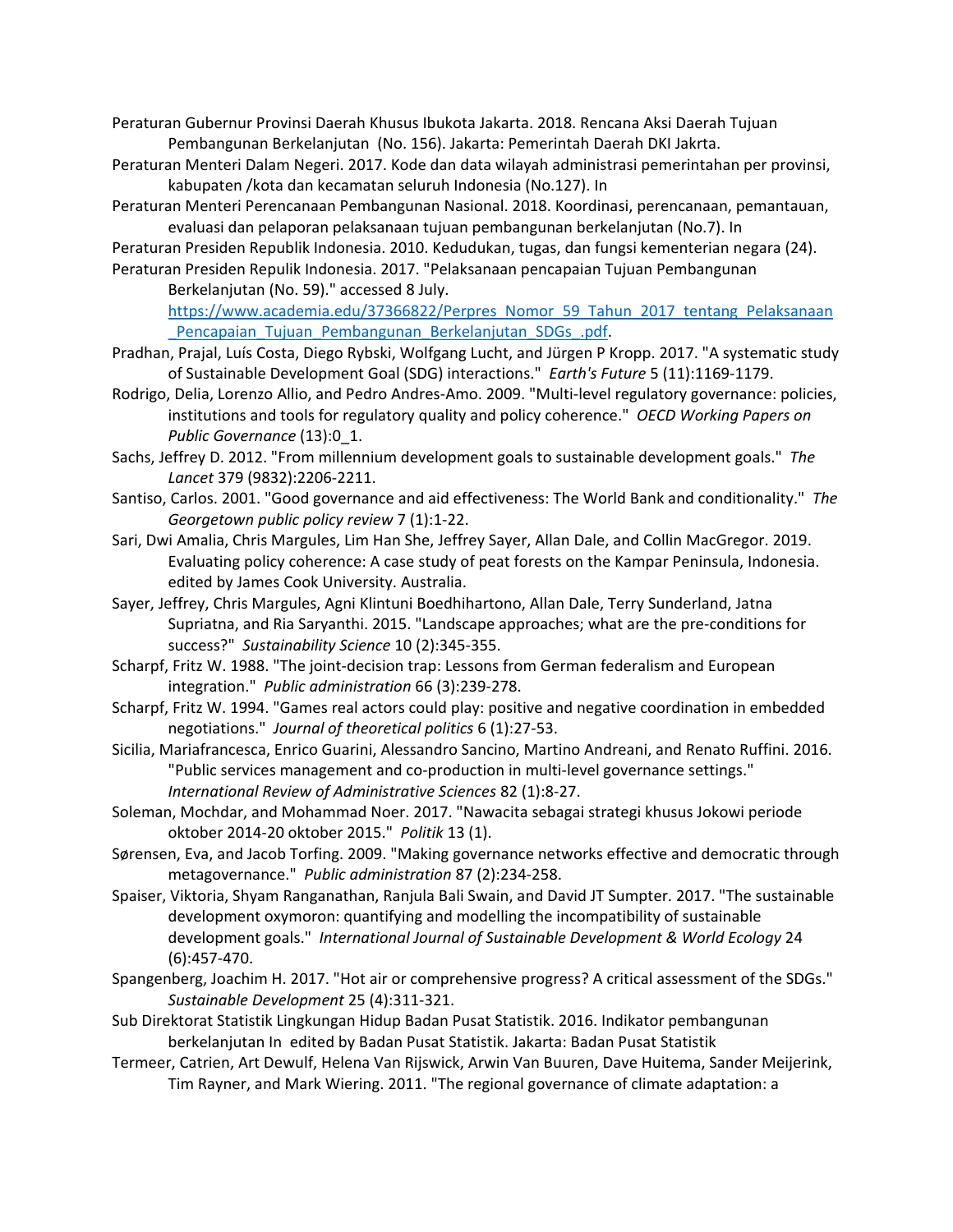Peraturan Gubernur Provinsi Daerah Khusus Ibukota Jakarta. 2018. Rencana Aksi Daerah Tujuan Pembangunan Berkelanjutan (No. 156). Jakarta: Pemerintah Daerah DKI Jakrta.

Peraturan Menteri Dalam Negeri. 2017. Kode dan data wilayah administrasi pemerintahan per provinsi, kabupaten /kota dan kecamatan seluruh Indonesia (No.127). In

Peraturan Menteri Perencanaan Pembangunan Nasional. 2018. Koordinasi, perencanaan, pemantauan, evaluasi dan pelaporan pelaksanaan tujuan pembangunan berkelanjutan (No.7). In

Peraturan Presiden Republik Indonesia. 2010. Kedudukan, tugas, dan fungsi kementerian negara (24).

Peraturan Presiden Republik Indonesia. 2017. "Pelaksanaan pencapaian Tujuan Pembangunan Berkelanjutan (No. 59)." accessed 8 July. https://www.academia.edu/37366822/Perpres_Nomor_59_Tahun_2017_tentang_Pelaksanaan_Pencapaian_Tujuan_Pembangunan_Berkelanjutan_SDGs_.pdf.

Pradhan, Prajal, Luís Costa, Diego Rybski, Wolfgang Lucht, and Jürgen P Kropp. 2017. "A systematic study of Sustainable Development Goal (SDG) interactions." *Earth's Future* 5 (11):1169-1179.

Rodrigo, Delia, Lorenzo Allio, and Pedro Andres-Amo. 2009. "Multi-level regulatory governance: policies, institutions and tools for regulatory quality and policy coherence." *OECD Working Papers on Public Governance* (13):0_1.

Sachs, Jeffrey D. 2012. "From millennium development goals to sustainable development goals." *The Lancet* 379 (9832):2206-2211.

Santiso, Carlos. 2001. "Good governance and aid effectiveness: The World Bank and conditionality." *The Georgetown public policy review* 7 (1):1-22.

Sari, Dwi Amalia, Chris Margules, Lim Han She, Jeffrey Sayer, Allan Dale, and Collin MacGregor. 2019. Evaluating policy coherence: A case study of peat forests on the Kampar Peninsula, Indonesia. edited by James Cook University. Australia.

Sayer, Jeffrey, Chris Margules, Agni Klintuni Boedhihartono, Allan Dale, Terry Sunderland, Jatna Supriatna, and Ria Saryanthi. 2015. "Landscape approaches; what are the pre-conditions for success?" *Sustainability Science* 10 (2):345-355.

Scharpf, Fritz W. 1988. "The joint-decision trap: Lessons from German federalism and European integration." *Public administration* 66 (3):239-278.

Scharpf, Fritz W. 1994. "Games real actors could play: positive and negative coordination in embedded negotiations." *Journal of theoretical politics* 6 (1):27-53.

Sicilia, Mariafrancesca, Enrico Guarini, Alessandro Sancino, Martino Andreani, and Renato Ruffini. 2016. "Public services management and co-production in multi-level governance settings." *International Review of Administrative Sciences* 82 (1):8-27.

Soleman, Mochdar, and Mohammad Noer. 2017. "Nawacita sebagai strategi khusus Jokowi periode oktober 2014-20 oktober 2015." *Politik* 13 (1).

Sørensen, Eva, and Jacob Torfing. 2009. "Making governance networks effective and democratic through metagovernance." *Public administration* 87 (2):234-258.

Spaiser, Viktoria, Shyam Ranganathan, Ranjula Bali Swain, and David JT Sumpter. 2017. "The sustainable development oxymoron: quantifying and modelling the incompatibility of sustainable development goals." *International Journal of Sustainable Development & World Ecology* 24 (6):457-470.

Spangenberg, Joachim H. 2017. "Hot air or comprehensive progress? A critical assessment of the SDGs." *Sustainable Development* 25 (4):311-321.

Sub Direktorat Statistik Lingkungan Hidup Badan Pusat Statistik. 2016. Indikator pembangunan berkelanjutan In edited by Badan Pusat Statistik. Jakarta: Badan Pusat Statistik

Termeer, Catrien, Art Dewulf, Helena Van Rijswick, Arwin Van Buuren, Dave Huitema, Sander Meijerink, Tim Rayner, and Mark Wiering. 2011. "The regional governance of climate adaptation: a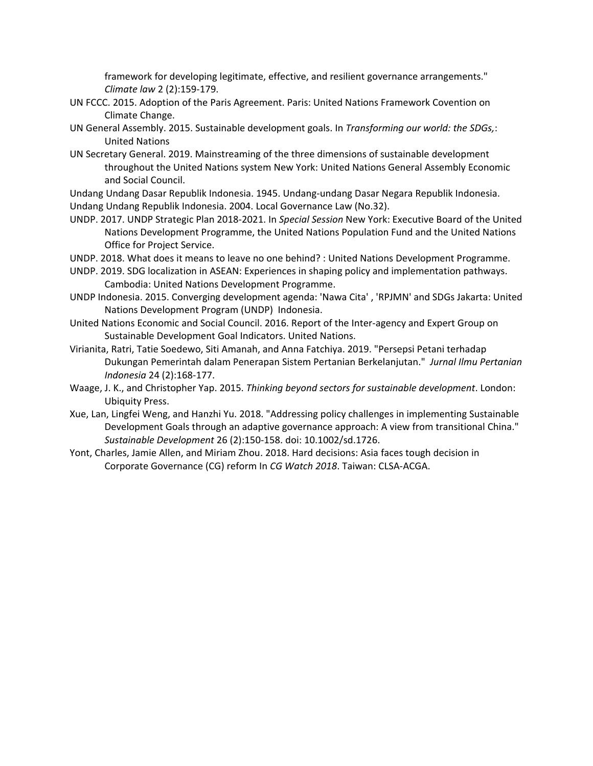framework for developing legitimate, effective, and resilient governance arrangements." *Climate law* 2 (2):159-179.

UN FCCC. 2015. Adoption of the Paris Agreement. Paris: United Nations Framework Covention on Climate Change.

UN General Assembly. 2015. Sustainable development goals. In *Transforming our world: the SDGs,*: United Nations

UN Secretary General. 2019. Mainstreaming of the three dimensions of sustainable development throughout the United Nations system New York: United Nations General Assembly Economic and Social Council.

Undang Undang Dasar Republik Indonesia. 1945. Undang-undang Dasar Negara Republik Indonesia.

Undang Undang Republik Indonesia. 2004. Local Governance Law (No.32).

UNDP. 2017. UNDP Strategic Plan 2018-2021. In *Special Session* New York: Executive Board of the United Nations Development Programme, the United Nations Population Fund and the United Nations Office for Project Service.

UNDP. 2018. What does it means to leave no one behind? : United Nations Development Programme.

UNDP. 2019. SDG localization in ASEAN: Experiences in shaping policy and implementation pathways. Cambodia: United Nations Development Programme.

UNDP Indonesia. 2015. Converging development agenda: 'Nawa Cita' , 'RPJMN' and SDGs Jakarta: United Nations Development Program (UNDP) Indonesia.

United Nations Economic and Social Council. 2016. Report of the Inter-agency and Expert Group on Sustainable Development Goal Indicators. United Nations.

Virianita, Ratri, Tatie Soedewo, Siti Amanah, and Anna Fatchiya. 2019. "Persepsi Petani terhadap Dukungan Pemerintah dalam Penerapan Sistem Pertanian Berkelanjutan." *Jurnal Ilmu Pertanian Indonesia* 24 (2):168-177.

Waage, J. K., and Christopher Yap. 2015. *Thinking beyond sectors for sustainable development*. London: Ubiquity Press.

Xue, Lan, Lingfei Weng, and Hanzhi Yu. 2018. "Addressing policy challenges in implementing Sustainable Development Goals through an adaptive governance approach: A view from transitional China." *Sustainable Development* 26 (2):150-158. doi: 10.1002/sd.1726.

Yont, Charles, Jamie Allen, and Miriam Zhou. 2018. Hard decisions: Asia faces tough decision in Corporate Governance (CG) reform In *CG Watch 2018*. Taiwan: CLSA-ACGA.